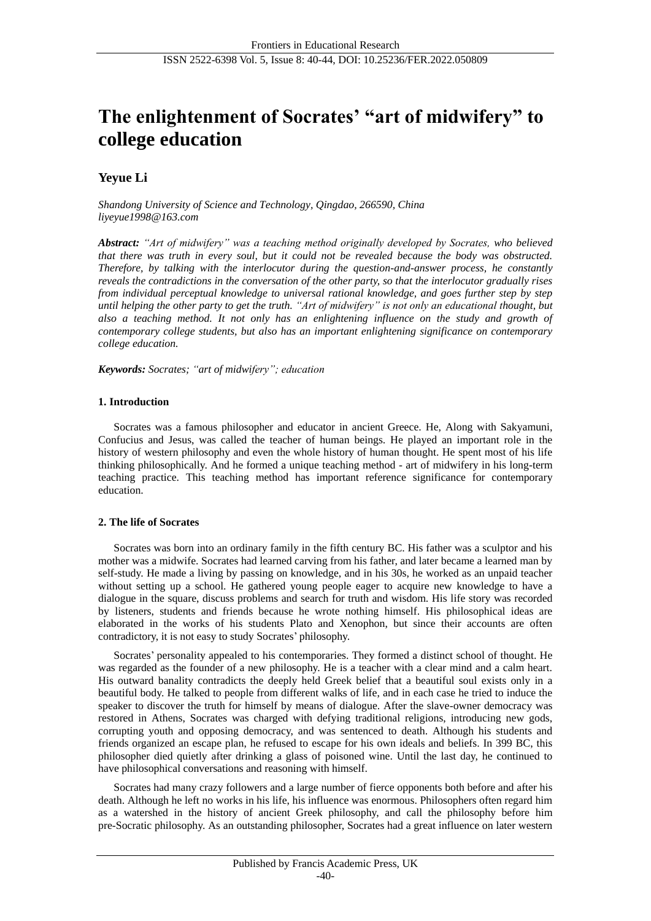# The enlightenment of Socrates' "art of midwifery" to college education

**Yeyue Li**

*Shandong University of Science and Technology, Qingdao, 266590, China*
*liyeyue1998@163.com*

***Abstract:*** *"Art of midwifery" was a teaching method originally developed by Socrates, who believed that there was truth in every soul, but it could not be revealed because the body was obstructed. Therefore, by talking with the interlocutor during the question-and-answer process, he constantly reveals the contradictions in the conversation of the other party, so that the interlocutor gradually rises from individual perceptual knowledge to universal rational knowledge, and goes further step by step until helping the other party to get the truth. "Art of midwifery" is not only an educational thought, but also a teaching method. It not only has an enlightening influence on the study and growth of contemporary college students, but also has an important enlightening significance on contemporary college education.*

***Keywords:*** *Socrates; "art of midwifery"; education*

## 1. Introduction

Socrates was a famous philosopher and educator in ancient Greece. He, Along with Sakyamuni, Confucius and Jesus, was called the teacher of human beings. He played an important role in the history of western philosophy and even the whole history of human thought. He spent most of his life thinking philosophically. And he formed a unique teaching method - art of midwifery in his long-term teaching practice. This teaching method has important reference significance for contemporary education.

## 2. The life of Socrates

Socrates was born into an ordinary family in the fifth century BC. His father was a sculptor and his mother was a midwife. Socrates had learned carving from his father, and later became a learned man by self-study. He made a living by passing on knowledge, and in his 30s, he worked as an unpaid teacher without setting up a school. He gathered young people eager to acquire new knowledge to have a dialogue in the square, discuss problems and search for truth and wisdom. His life story was recorded by listeners, students and friends because he wrote nothing himself. His philosophical ideas are elaborated in the works of his students Plato and Xenophon, but since their accounts are often contradictory, it is not easy to study Socrates' philosophy.

Socrates' personality appealed to his contemporaries. They formed a distinct school of thought. He was regarded as the founder of a new philosophy. He is a teacher with a clear mind and a calm heart. His outward banality contradicts the deeply held Greek belief that a beautiful soul exists only in a beautiful body. He talked to people from different walks of life, and in each case he tried to induce the speaker to discover the truth for himself by means of dialogue. After the slave-owner democracy was restored in Athens, Socrates was charged with defying traditional religions, introducing new gods, corrupting youth and opposing democracy, and was sentenced to death. Although his students and friends organized an escape plan, he refused to escape for his own ideals and beliefs. In 399 BC, this philosopher died quietly after drinking a glass of poisoned wine. Until the last day, he continued to have philosophical conversations and reasoning with himself.

Socrates had many crazy followers and a large number of fierce opponents both before and after his death. Although he left no works in his life, his influence was enormous. Philosophers often regard him as a watershed in the history of ancient Greek philosophy, and call the philosophy before him pre-Socratic philosophy. As an outstanding philosopher, Socrates had a great influence on later western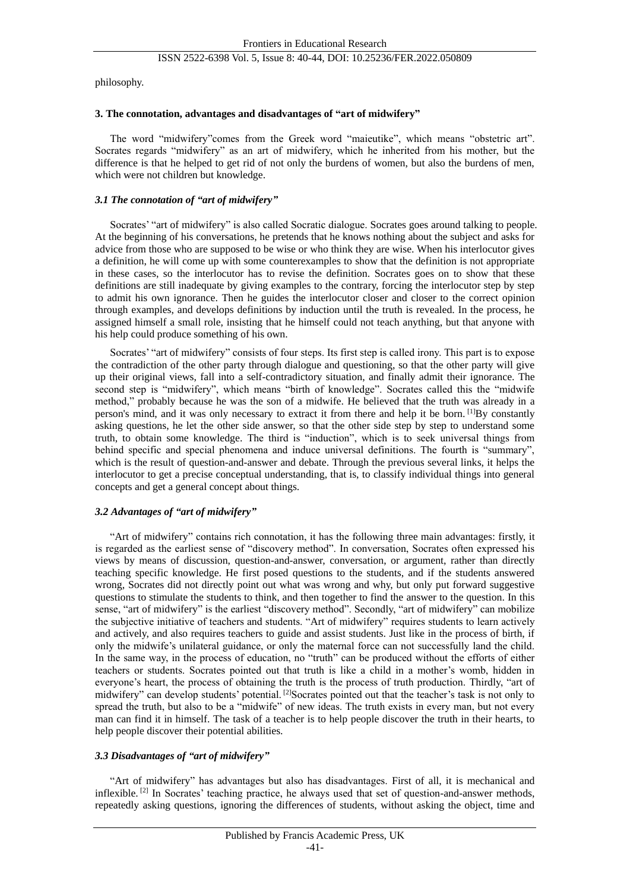philosophy.

### 3. The connotation, advantages and disadvantages of "art of midwifery"

The word "midwifery"comes from the Greek word "maieutike", which means "obstetric art". Socrates regards "midwifery" as an art of midwifery, which he inherited from his mother, but the difference is that he helped to get rid of not only the burdens of women, but also the burdens of men, which were not children but knowledge.

#### *3.1 The connotation of "art of midwifery"*

Socrates' "art of midwifery" is also called Socratic dialogue. Socrates goes around talking to people. At the beginning of his conversations, he pretends that he knows nothing about the subject and asks for advice from those who are supposed to be wise or who think they are wise. When his interlocutor gives a definition, he will come up with some counterexamples to show that the definition is not appropriate in these cases, so the interlocutor has to revise the definition. Socrates goes on to show that these definitions are still inadequate by giving examples to the contrary, forcing the interlocutor step by step to admit his own ignorance. Then he guides the interlocutor closer and closer to the correct opinion through examples, and develops definitions by induction until the truth is revealed. In the process, he assigned himself a small role, insisting that he himself could not teach anything, but that anyone with his help could produce something of his own.

Socrates' "art of midwifery" consists of four steps. Its first step is called irony. This part is to expose the contradiction of the other party through dialogue and questioning, so that the other party will give up their original views, fall into a self-contradictory situation, and finally admit their ignorance. The second step is "midwifery", which means "birth of knowledge". Socrates called this the "midwife method," probably because he was the son of a midwife. He believed that the truth was already in a person's mind, and it was only necessary to extract it from there and help it be born. [1]By constantly asking questions, he let the other side answer, so that the other side step by step to understand some truth, to obtain some knowledge. The third is "induction", which is to seek universal things from behind specific and special phenomena and induce universal definitions. The fourth is "summary", which is the result of question-and-answer and debate. Through the previous several links, it helps the interlocutor to get a precise conceptual understanding, that is, to classify individual things into general concepts and get a general concept about things.

#### *3.2 Advantages of "art of midwifery"*

"Art of midwifery" contains rich connotation, it has the following three main advantages: firstly, it is regarded as the earliest sense of "discovery method". In conversation, Socrates often expressed his views by means of discussion, question-and-answer, conversation, or argument, rather than directly teaching specific knowledge. He first posed questions to the students, and if the students answered wrong, Socrates did not directly point out what was wrong and why, but only put forward suggestive questions to stimulate the students to think, and then together to find the answer to the question. In this sense, "art of midwifery" is the earliest "discovery method". Secondly, "art of midwifery" can mobilize the subjective initiative of teachers and students. "Art of midwifery" requires students to learn actively and actively, and also requires teachers to guide and assist students. Just like in the process of birth, if only the midwife's unilateral guidance, or only the maternal force can not successfully land the child. In the same way, in the process of education, no "truth" can be produced without the efforts of either teachers or students. Socrates pointed out that truth is like a child in a mother's womb, hidden in everyone's heart, the process of obtaining the truth is the process of truth production. Thirdly, "art of midwifery" can develop students' potential. [2]Socrates pointed out that the teacher's task is not only to spread the truth, but also to be a "midwife" of new ideas. The truth exists in every man, but not every man can find it in himself. The task of a teacher is to help people discover the truth in their hearts, to help people discover their potential abilities.

#### *3.3 Disadvantages of "art of midwifery"*

"Art of midwifery" has advantages but also has disadvantages. First of all, it is mechanical and inflexible. [2] In Socrates' teaching practice, he always used that set of question-and-answer methods, repeatedly asking questions, ignoring the differences of students, without asking the object, time and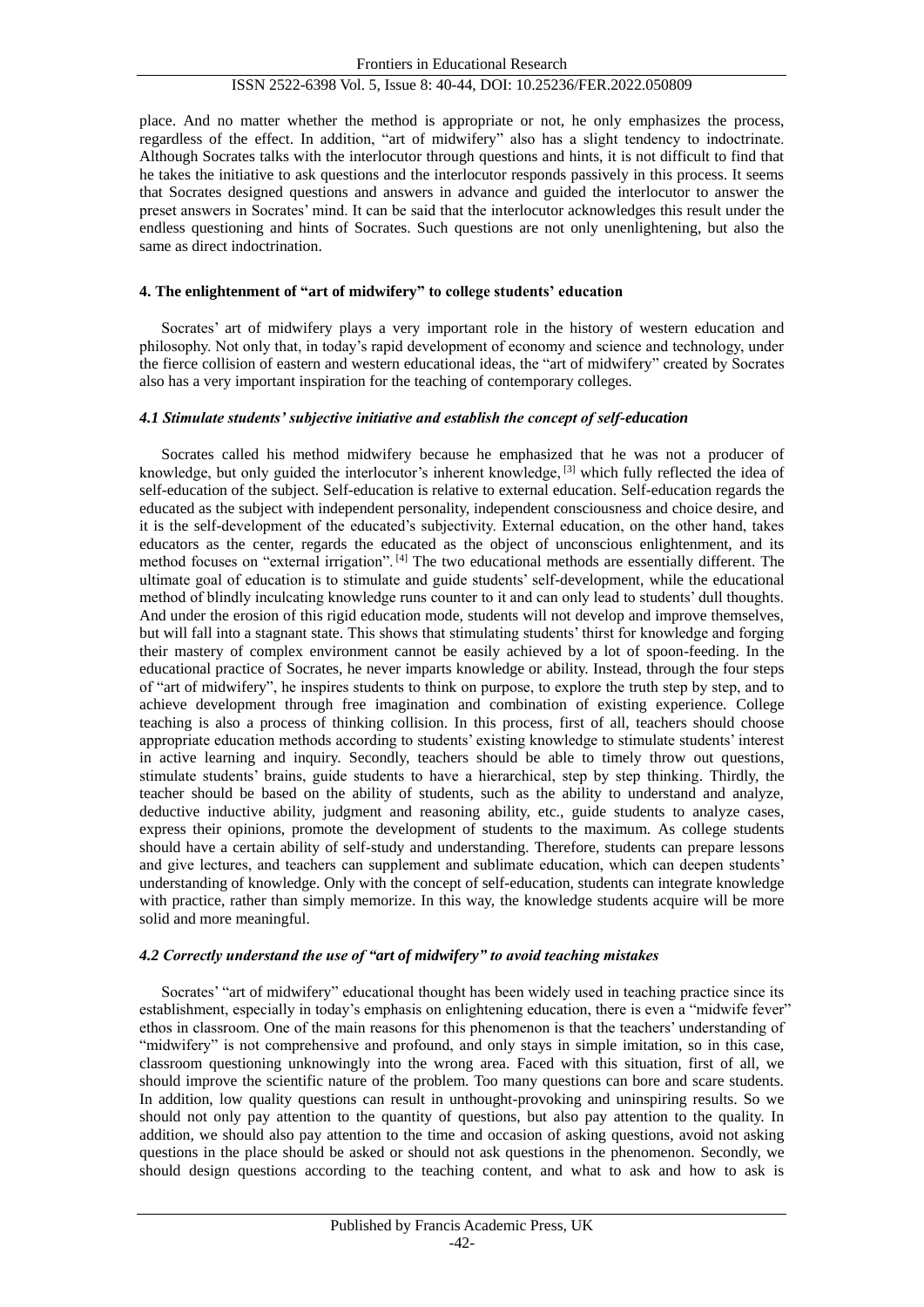place. And no matter whether the method is appropriate or not, he only emphasizes the process, regardless of the effect. In addition, "art of midwifery" also has a slight tendency to indoctrinate. Although Socrates talks with the interlocutor through questions and hints, it is not difficult to find that he takes the initiative to ask questions and the interlocutor responds passively in this process. It seems that Socrates designed questions and answers in advance and guided the interlocutor to answer the preset answers in Socrates' mind. It can be said that the interlocutor acknowledges this result under the endless questioning and hints of Socrates. Such questions are not only unenlightening, but also the same as direct indoctrination.

## 4. The enlightenment of "art of midwifery" to college students' education

Socrates' art of midwifery plays a very important role in the history of western education and philosophy. Not only that, in today's rapid development of economy and science and technology, under the fierce collision of eastern and western educational ideas, the "art of midwifery" created by Socrates also has a very important inspiration for the teaching of contemporary colleges.

### *4.1 Stimulate students' subjective initiative and establish the concept of self-education*

Socrates called his method midwifery because he emphasized that he was not a producer of knowledge, but only guided the interlocutor's inherent knowledge, [3] which fully reflected the idea of self-education of the subject. Self-education is relative to external education. Self-education regards the educated as the subject with independent personality, independent consciousness and choice desire, and it is the self-development of the educated's subjectivity. External education, on the other hand, takes educators as the center, regards the educated as the object of unconscious enlightenment, and its method focuses on "external irrigation". [4] The two educational methods are essentially different. The ultimate goal of education is to stimulate and guide students' self-development, while the educational method of blindly inculcating knowledge runs counter to it and can only lead to students' dull thoughts. And under the erosion of this rigid education mode, students will not develop and improve themselves, but will fall into a stagnant state. This shows that stimulating students' thirst for knowledge and forging their mastery of complex environment cannot be easily achieved by a lot of spoon-feeding. In the educational practice of Socrates, he never imparts knowledge or ability. Instead, through the four steps of "art of midwifery", he inspires students to think on purpose, to explore the truth step by step, and to achieve development through free imagination and combination of existing experience. College teaching is also a process of thinking collision. In this process, first of all, teachers should choose appropriate education methods according to students' existing knowledge to stimulate students' interest in active learning and inquiry. Secondly, teachers should be able to timely throw out questions, stimulate students' brains, guide students to have a hierarchical, step by step thinking. Thirdly, the teacher should be based on the ability of students, such as the ability to understand and analyze, deductive inductive ability, judgment and reasoning ability, etc., guide students to analyze cases, express their opinions, promote the development of students to the maximum. As college students should have a certain ability of self-study and understanding. Therefore, students can prepare lessons and give lectures, and teachers can supplement and sublimate education, which can deepen students' understanding of knowledge. Only with the concept of self-education, students can integrate knowledge with practice, rather than simply memorize. In this way, the knowledge students acquire will be more solid and more meaningful.

### *4.2 Correctly understand the use of "art of midwifery" to avoid teaching mistakes*

Socrates' "art of midwifery" educational thought has been widely used in teaching practice since its establishment, especially in today's emphasis on enlightening education, there is even a "midwife fever" ethos in classroom. One of the main reasons for this phenomenon is that the teachers' understanding of "midwifery" is not comprehensive and profound, and only stays in simple imitation, so in this case, classroom questioning unknowingly into the wrong area. Faced with this situation, first of all, we should improve the scientific nature of the problem. Too many questions can bore and scare students. In addition, low quality questions can result in unthought-provoking and uninspiring results. So we should not only pay attention to the quantity of questions, but also pay attention to the quality. In addition, we should also pay attention to the time and occasion of asking questions, avoid not asking questions in the place should be asked or should not ask questions in the phenomenon. Secondly, we should design questions according to the teaching content, and what to ask and how to ask is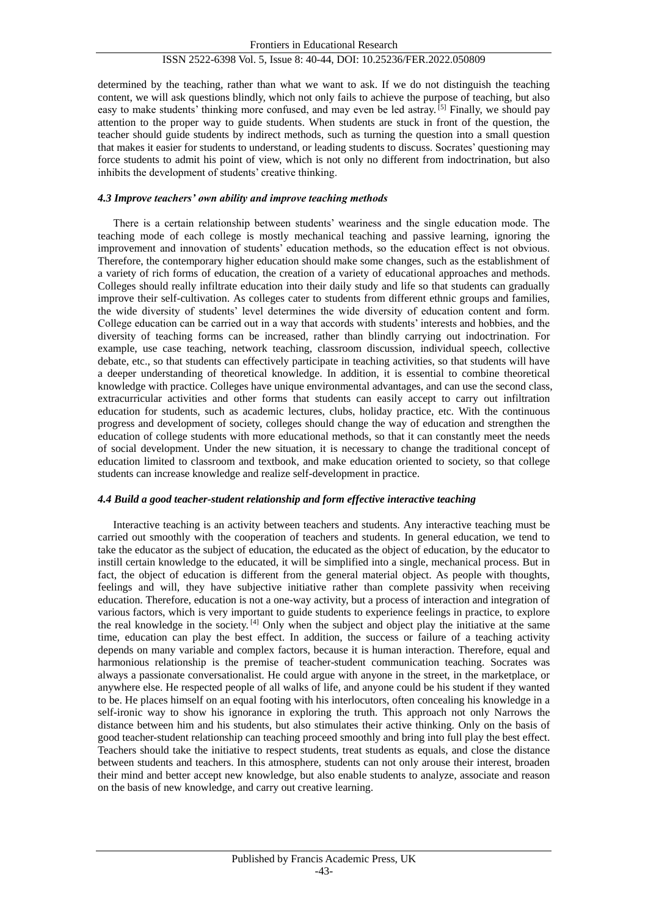determined by the teaching, rather than what we want to ask. If we do not distinguish the teaching content, we will ask questions blindly, which not only fails to achieve the purpose of teaching, but also easy to make students' thinking more confused, and may even be led astray. [5] Finally, we should pay attention to the proper way to guide students. When students are stuck in front of the question, the teacher should guide students by indirect methods, such as turning the question into a small question that makes it easier for students to understand, or leading students to discuss. Socrates' questioning may force students to admit his point of view, which is not only no different from indoctrination, but also inhibits the development of students' creative thinking.

#### *4.3 Improve teachers' own ability and improve teaching methods*

There is a certain relationship between students' weariness and the single education mode. The teaching mode of each college is mostly mechanical teaching and passive learning, ignoring the improvement and innovation of students' education methods, so the education effect is not obvious. Therefore, the contemporary higher education should make some changes, such as the establishment of a variety of rich forms of education, the creation of a variety of educational approaches and methods. Colleges should really infiltrate education into their daily study and life so that students can gradually improve their self-cultivation. As colleges cater to students from different ethnic groups and families, the wide diversity of students' level determines the wide diversity of education content and form. College education can be carried out in a way that accords with students' interests and hobbies, and the diversity of teaching forms can be increased, rather than blindly carrying out indoctrination. For example, use case teaching, network teaching, classroom discussion, individual speech, collective debate, etc., so that students can effectively participate in teaching activities, so that students will have a deeper understanding of theoretical knowledge. In addition, it is essential to combine theoretical knowledge with practice. Colleges have unique environmental advantages, and can use the second class, extracurricular activities and other forms that students can easily accept to carry out infiltration education for students, such as academic lectures, clubs, holiday practice, etc. With the continuous progress and development of society, colleges should change the way of education and strengthen the education of college students with more educational methods, so that it can constantly meet the needs of social development. Under the new situation, it is necessary to change the traditional concept of education limited to classroom and textbook, and make education oriented to society, so that college students can increase knowledge and realize self-development in practice.

#### *4.4 Build a good teacher-student relationship and form effective interactive teaching*

Interactive teaching is an activity between teachers and students. Any interactive teaching must be carried out smoothly with the cooperation of teachers and students. In general education, we tend to take the educator as the subject of education, the educated as the object of education, by the educator to instill certain knowledge to the educated, it will be simplified into a single, mechanical process. But in fact, the object of education is different from the general material object. As people with thoughts, feelings and will, they have subjective initiative rather than complete passivity when receiving education. Therefore, education is not a one-way activity, but a process of interaction and integration of various factors, which is very important to guide students to experience feelings in practice, to explore the real knowledge in the society. [4] Only when the subject and object play the initiative at the same time, education can play the best effect. In addition, the success or failure of a teaching activity depends on many variable and complex factors, because it is human interaction. Therefore, equal and harmonious relationship is the premise of teacher-student communication teaching. Socrates was always a passionate conversationalist. He could argue with anyone in the street, in the marketplace, or anywhere else. He respected people of all walks of life, and anyone could be his student if they wanted to be. He places himself on an equal footing with his interlocutors, often concealing his knowledge in a self-ironic way to show his ignorance in exploring the truth. This approach not only Narrows the distance between him and his students, but also stimulates their active thinking. Only on the basis of good teacher-student relationship can teaching proceed smoothly and bring into full play the best effect. Teachers should take the initiative to respect students, treat students as equals, and close the distance between students and teachers. In this atmosphere, students can not only arouse their interest, broaden their mind and better accept new knowledge, but also enable students to analyze, associate and reason on the basis of new knowledge, and carry out creative learning.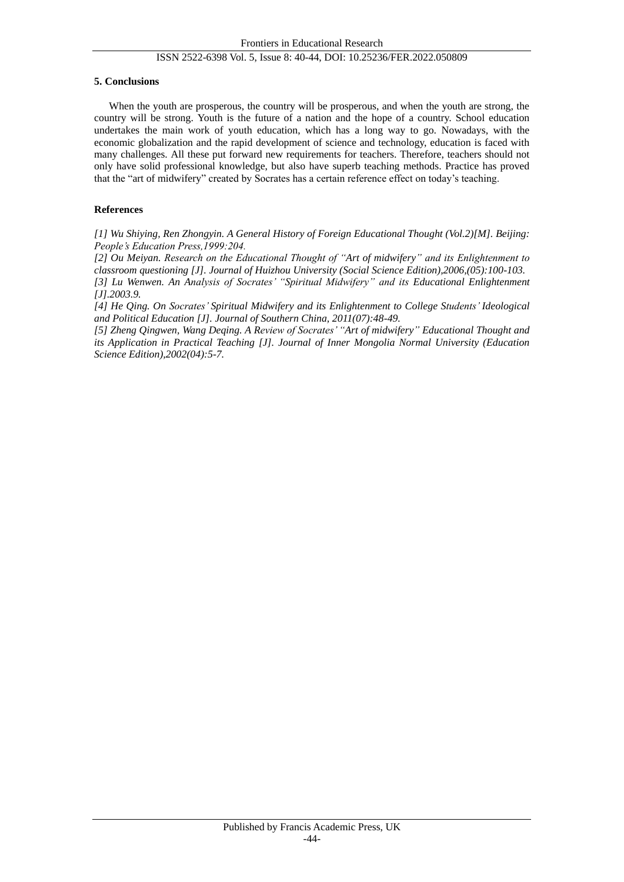## 5. Conclusions

When the youth are prosperous, the country will be prosperous, and when the youth are strong, the country will be strong. Youth is the future of a nation and the hope of a country. School education undertakes the main work of youth education, which has a long way to go. Nowadays, with the economic globalization and the rapid development of science and technology, education is faced with many challenges. All these put forward new requirements for teachers. Therefore, teachers should not only have solid professional knowledge, but also have superb teaching methods. Practice has proved that the "art of midwifery" created by Socrates has a certain reference effect on today's teaching.

## References

*[1] Wu Shiying, Ren Zhongyin. A General History of Foreign Educational Thought (Vol.2)[M]. Beijing: People's Education Press,1999:204.*

*[2] Ou Meiyan. Research on the Educational Thought of "Art of midwifery" and its Enlightenment to classroom questioning [J]. Journal of Huizhou University (Social Science Edition),2006,(05):100-103.*

*[3] Lu Wenwen. An Analysis of Socrates' "Spiritual Midwifery" and its Educational Enlightenment [J].2003.9.*

*[4] He Qing. On Socrates' Spiritual Midwifery and its Enlightenment to College Students' Ideological and Political Education [J]. Journal of Southern China, 2011(07):48-49.*

*[5] Zheng Qingwen, Wang Deqing. A Review of Socrates' "Art of midwifery" Educational Thought and its Application in Practical Teaching [J]. Journal of Inner Mongolia Normal University (Education Science Edition),2002(04):5-7.*